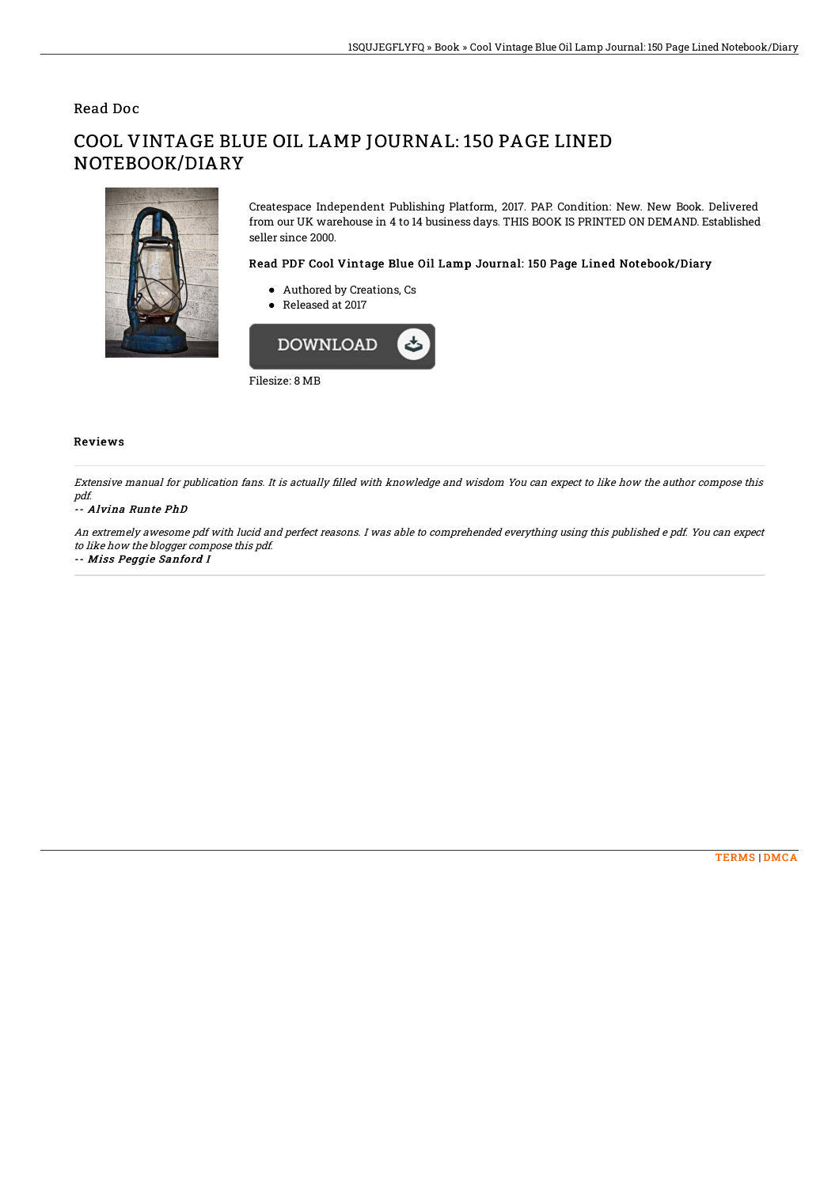Read Doc

# COOL VINTAGE BLUE OIL LAMP JOURNAL: 150 PAGE LINED NOTEBOOK/DIARY

Createspace Independent Publishing Platform, 2017. PAP. Condition: New. New Book. Delivered from our UK warehouse in 4 to 14 business days. THIS BOOK IS PRINTED ON DEMAND. Established seller since 2000.

### Read PDF Cool Vintage Blue Oil Lamp Journal: 150 Page Lined Notebook/Diary

- Authored by Creations, Cs
- Released at 2017

DOWNLOAD

Filesize: 8 MB

## Reviews

*Extensive manual for publication fans. It is actually filled with knowledge and wisdom You can expect to like how the author compose this pdf.*

*-- Alvina Runte PhD*

*An extremely awesome pdf with lucid and perfect reasons. I was able to comprehended everything using this published e pdf. You can expect to like how the blogger compose this pdf.*

*-- Miss Peggie Sanford I*

TERMS | DMCA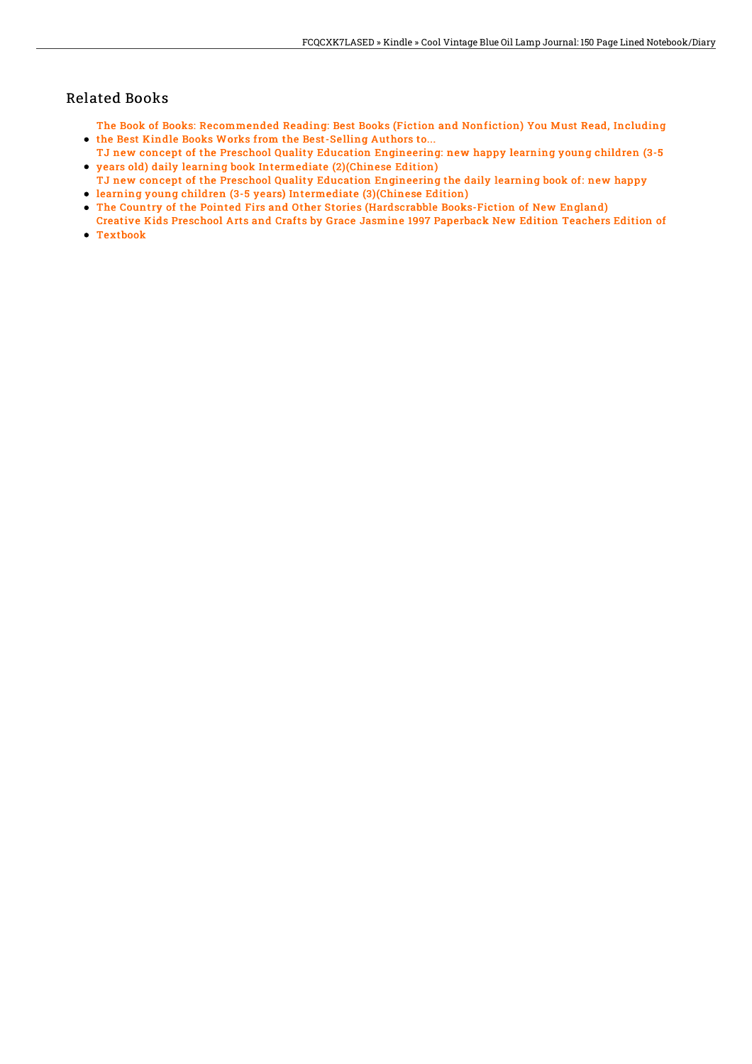## Related Books

- The Book of Books: Recommended Reading: Best Books (Fiction and Nonfiction) You Must Read, Including the Best Kindle Books Works from the Best-Selling Authors to...
- TJ new concept of the Preschool Quality Education Engineering: new happy learning young children (3-5 years old) daily learning book Intermediate (2)(Chinese Edition)
- TJ new concept of the Preschool Quality Education Engineering the daily learning book of: new happy learning young children (3-5 years) Intermediate (3)(Chinese Edition)
- The Country of the Pointed Firs and Other Stories (Hardscrabble Books-Fiction of New England)
- Creative Kids Preschool Arts and Crafts by Grace Jasmine 1997 Paperback New Edition Teachers Edition of Textbook